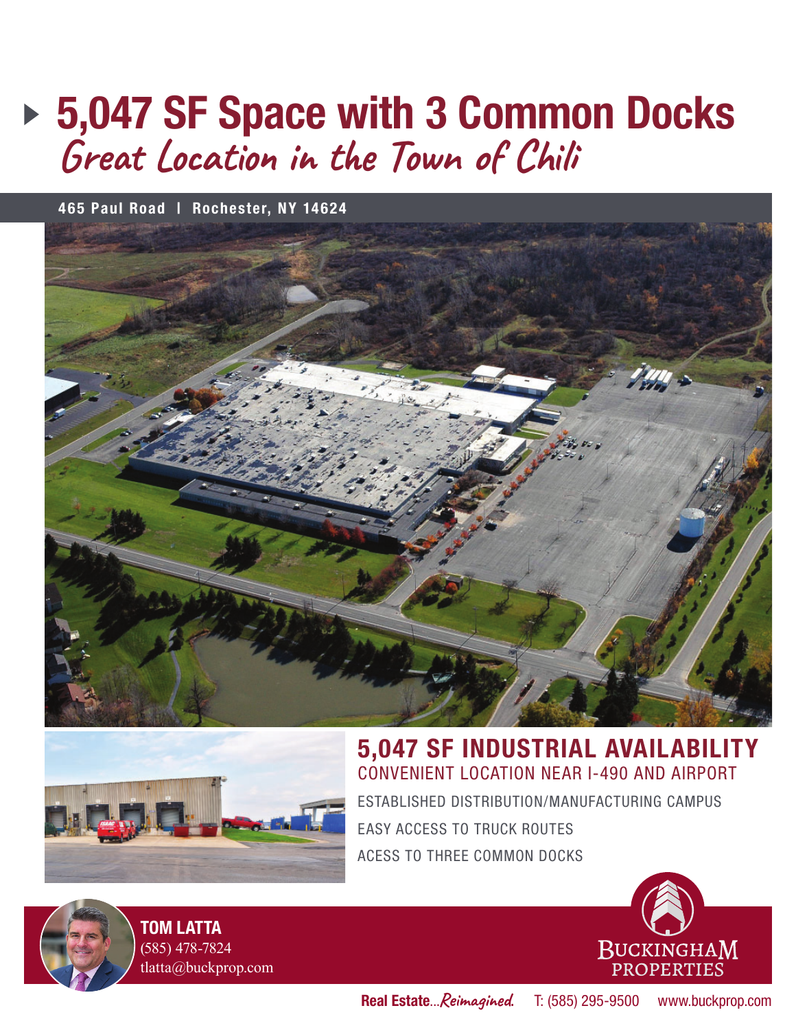# 5,047 SF Space with 3 Common Docks

## *Great Location in the Town of Chili*

**465 Paul Road | Rochester, NY 14624**

## 5,047 SF INDUSTRIAL AVAILABILITY

CONVENIENT LOCATION NEAR I-490 AND AIRPORT

ESTABLISHED DISTRIBUTION/MANUFACTURING CAMPUS

EASY ACCESS TO TRUCK ROUTES

ACESS TO THREE COMMON DOCKS

**TOM LATTA**
(585) 478-7824
tlatta@buckprop.com

BUCKINGHAM PROPERTIES

**Real Estate...*Reimagined.*** T: (585) 295-9500 www.buckprop.com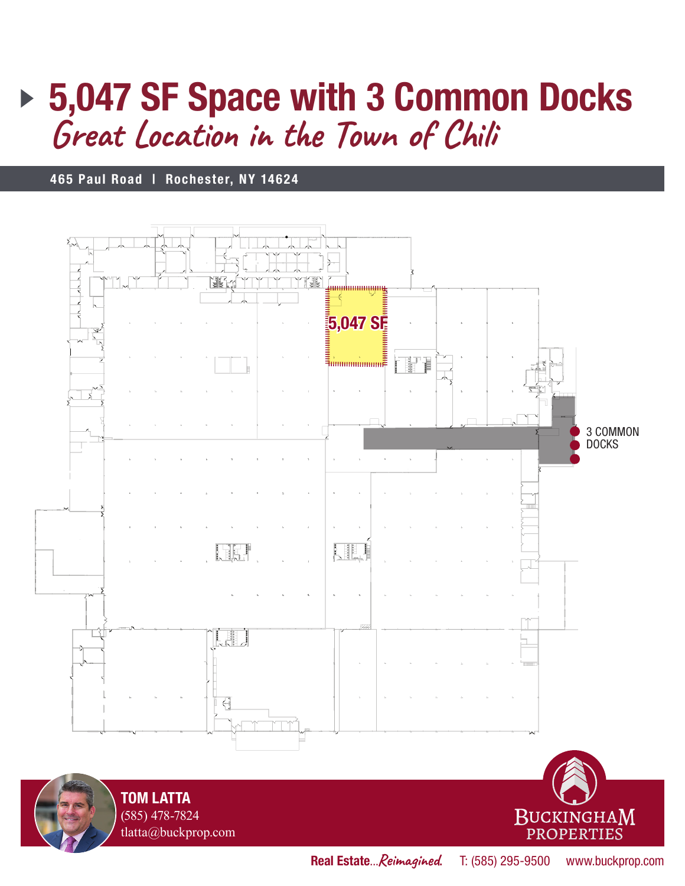# 5,047 SF Space with 3 Common Docks

## *Great Location in the Town of Chili*

**465 Paul Road | Rochester, NY 14624**

5,047 SF

3 COMMON DOCKS

**TOM LATTA**
(585) 478-7824
tlatta@buckprop.com

BUCKINGHAM PROPERTIES

**Real Estate...***Reimagined.* T: (585) 295-9500 www.buckprop.com